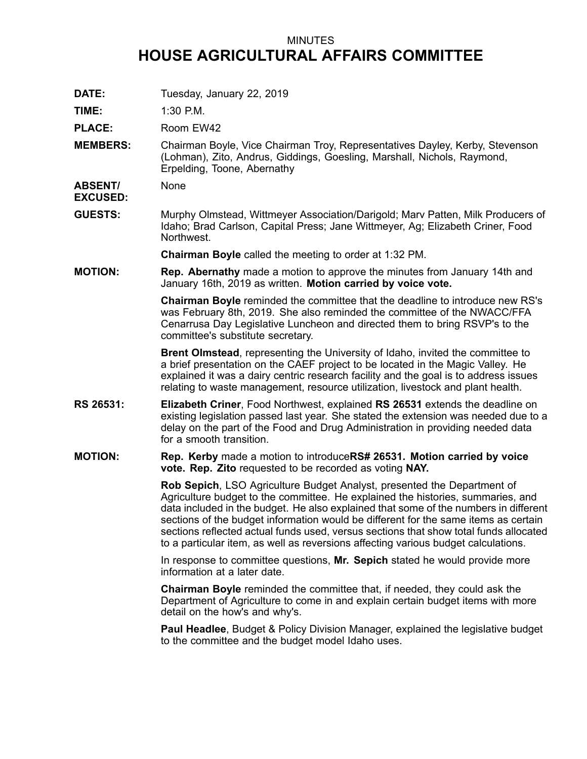MINUTES

# HOUSE AGRICULTURAL AFFAIRS COMMITTEE

**DATE:** Tuesday, January 22, 2019

**TIME:** 1:30 P.M.

**PLACE:** Room EW42

**MEMBERS:** Chairman Boyle, Vice Chairman Troy, Representatives Dayley, Kerby, Stevenson (Lohman), Zito, Andrus, Giddings, Goesling, Marshall, Nichols, Raymond, Erpelding, Toone, Abernathy

**ABSENT/ EXCUSED:** None

**GUESTS:** Murphy Olmstead, Wittmeyer Association/Darigold; Marv Patten, Milk Producers of Idaho; Brad Carlson, Capital Press; Jane Wittmeyer, Ag; Elizabeth Criner, Food Northwest.

**Chairman Boyle** called the meeting to order at 1:32 PM.

**MOTION:** **Rep. Abernathy** made a motion to approve the minutes from January 14th and January 16th, 2019 as written. **Motion carried by voice vote.**

**Chairman Boyle** reminded the committee that the deadline to introduce new RS's was February 8th, 2019. She also reminded the committee of the NWACC/FFA Cenarrusa Day Legislative Luncheon and directed them to bring RSVP's to the committee's substitute secretary.

**Brent Olmstead**, representing the University of Idaho, invited the committee to a brief presentation on the CAEF project to be located in the Magic Valley. He explained it was a dairy centric research facility and the goal is to address issues relating to waste management, resource utilization, livestock and plant health.

**RS 26531:** **Elizabeth Criner**, Food Northwest, explained **RS 26531** extends the deadline on existing legislation passed last year. She stated the extension was needed due to a delay on the part of the Food and Drug Administration in providing needed data for a smooth transition.

**MOTION:** **Rep. Kerby** made a motion to introduce**RS# 26531. Motion carried by voice vote. Rep. Zito** requested to be recorded as voting **NAY.**

**Rob Sepich**, LSO Agriculture Budget Analyst, presented the Department of Agriculture budget to the committee. He explained the histories, summaries, and data included in the budget. He also explained that some of the numbers in different sections of the budget information would be different for the same items as certain sections reflected actual funds used, versus sections that show total funds allocated to a particular item, as well as reversions affecting various budget calculations.

In response to committee questions, **Mr. Sepich** stated he would provide more information at a later date.

**Chairman Boyle** reminded the committee that, if needed, they could ask the Department of Agriculture to come in and explain certain budget items with more detail on the how's and why's.

**Paul Headlee**, Budget & Policy Division Manager, explained the legislative budget to the committee and the budget model Idaho uses.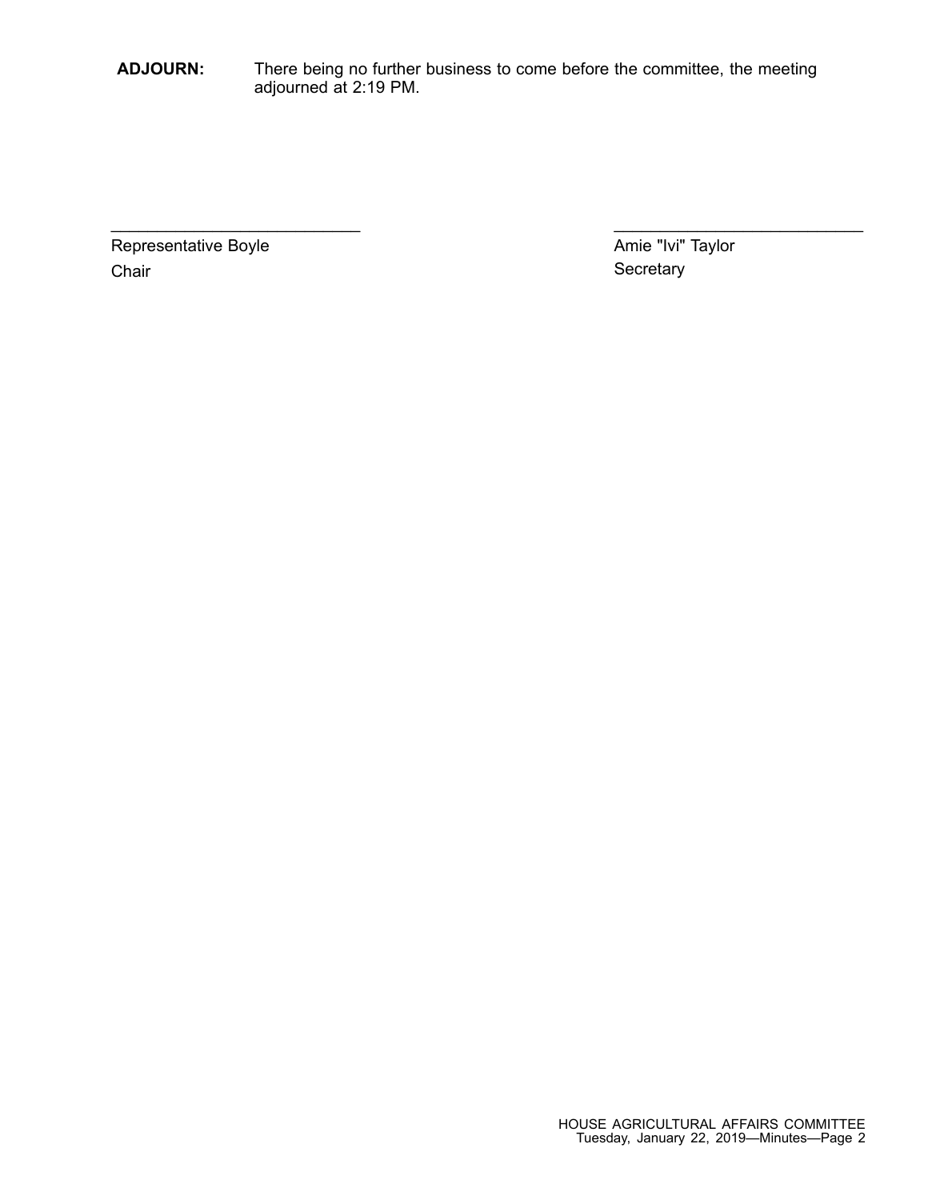**ADJOURN:** There being no further business to come before the committee, the meeting adjourned at 2:19 PM.

___________________________
Representative Boyle
Chair

___________________________
Amie "Ivi" Taylor
Secretary